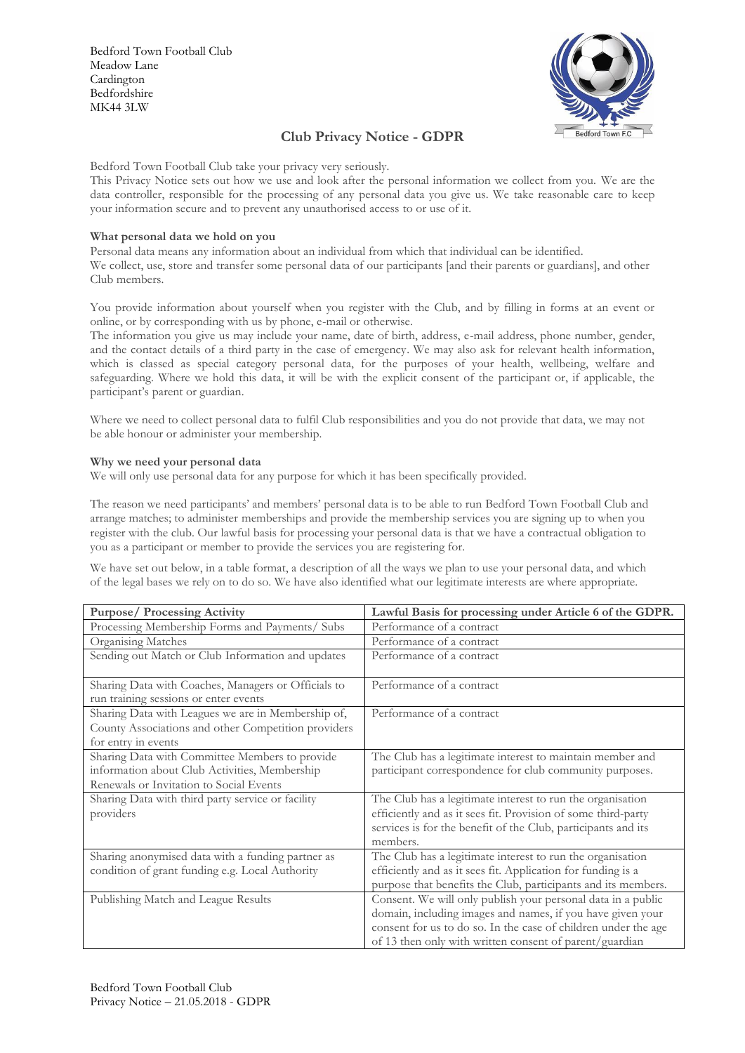Bedford Town Football Club
Meadow Lane
Cardington
Bedfordshire
MK44 3LW

# Club Privacy Notice - GDPR

Bedford Town Football Club take your privacy very seriously.
This Privacy Notice sets out how we use and look after the personal information we collect from you. We are the data controller, responsible for the processing of any personal data you give us. We take reasonable care to keep your information secure and to prevent any unauthorised access to or use of it.

**What personal data we hold on you**

Personal data means any information about an individual from which that individual can be identified.
We collect, use, store and transfer some personal data of our participants [and their parents or guardians], and other Club members.

You provide information about yourself when you register with the Club, and by filling in forms at an event or online, or by corresponding with us by phone, e-mail or otherwise.
The information you give us may include your name, date of birth, address, e-mail address, phone number, gender, and the contact details of a third party in the case of emergency. We may also ask for relevant health information, which is classed as special category personal data, for the purposes of your health, wellbeing, welfare and safeguarding. Where we hold this data, it will be with the explicit consent of the participant or, if applicable, the participant's parent or guardian.

Where we need to collect personal data to fulfil Club responsibilities and you do not provide that data, we may not be able honour or administer your membership.

**Why we need your personal data**

We will only use personal data for any purpose for which it has been specifically provided.

The reason we need participants' and members' personal data is to be able to run Bedford Town Football Club and arrange matches; to administer memberships and provide the membership services you are signing up to when you register with the club. Our lawful basis for processing your personal data is that we have a contractual obligation to you as a participant or member to provide the services you are registering for.

We have set out below, in a table format, a description of all the ways we plan to use your personal data, and which of the legal bases we rely on to do so. We have also identified what our legitimate interests are where appropriate.

| Purpose/ Processing Activity | Lawful Basis for processing under Article 6 of the GDPR. |
|---|---|
| Processing Membership Forms and Payments/ Subs | Performance of a contract |
| Organising Matches | Performance of a contract |
| Sending out Match or Club Information and updates | Performance of a contract |
| Sharing Data with Coaches, Managers or Officials to run training sessions or enter events | Performance of a contract |
| Sharing Data with Leagues we are in Membership of, County Associations and other Competition providers for entry in events | Performance of a contract |
| Sharing Data with Committee Members to provide information about Club Activities, Membership Renewals or Invitation to Social Events | The Club has a legitimate interest to maintain member and participant correspondence for club community purposes. |
| Sharing Data with third party service or facility providers | The Club has a legitimate interest to run the organisation efficiently and as it sees fit. Provision of some third-party services is for the benefit of the Club, participants and its members. |
| Sharing anonymised data with a funding partner as condition of grant funding e.g. Local Authority | The Club has a legitimate interest to run the organisation efficiently and as it sees fit. Application for funding is a purpose that benefits the Club, participants and its members. |
| Publishing Match and League Results | Consent. We will only publish your personal data in a public domain, including images and names, if you have given your consent for us to do so. In the case of children under the age of 13 then only with written consent of parent/guardian |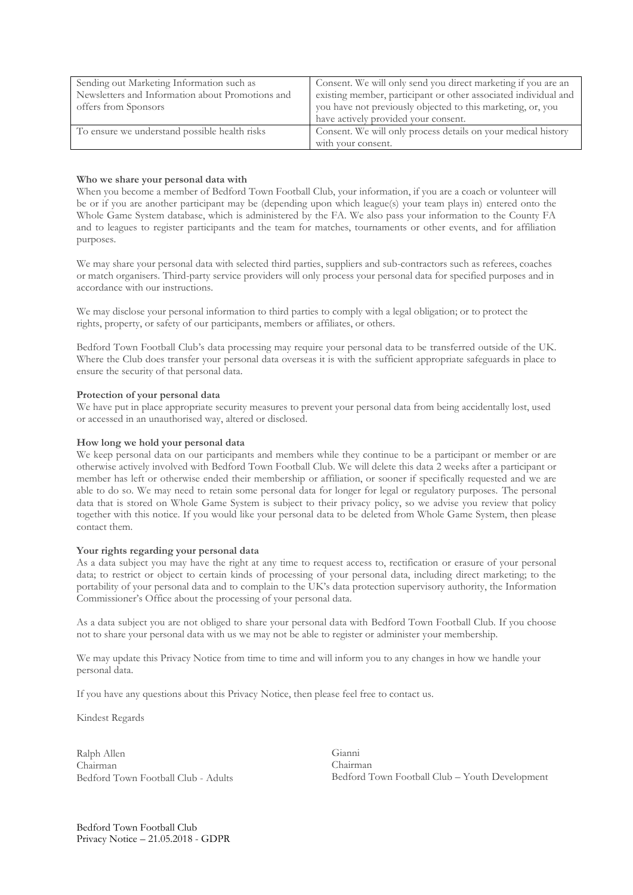| | |
|---|---|
| Sending out Marketing Information such as Newsletters and Information about Promotions and offers from Sponsors | Consent. We will only send you direct marketing if you are an existing member, participant or other associated individual and you have not previously objected to this marketing, or, you have actively provided your consent. |
| To ensure we understand possible health risks | Consent. We will only process details on your medical history with your consent. |

**Who we share your personal data with**

When you become a member of Bedford Town Football Club, your information, if you are a coach or volunteer will be or if you are another participant may be (depending upon which league(s) your team plays in) entered onto the Whole Game System database, which is administered by the FA. We also pass your information to the County FA and to leagues to register participants and the team for matches, tournaments or other events, and for affiliation purposes.

We may share your personal data with selected third parties, suppliers and sub-contractors such as referees, coaches or match organisers. Third-party service providers will only process your personal data for specified purposes and in accordance with our instructions.

We may disclose your personal information to third parties to comply with a legal obligation; or to protect the rights, property, or safety of our participants, members or affiliates, or others.

Bedford Town Football Club's data processing may require your personal data to be transferred outside of the UK. Where the Club does transfer your personal data overseas it is with the sufficient appropriate safeguards in place to ensure the security of that personal data.

**Protection of your personal data**

We have put in place appropriate security measures to prevent your personal data from being accidentally lost, used or accessed in an unauthorised way, altered or disclosed.

**How long we hold your personal data**

We keep personal data on our participants and members while they continue to be a participant or member or are otherwise actively involved with Bedford Town Football Club. We will delete this data 2 weeks after a participant or member has left or otherwise ended their membership or affiliation, or sooner if specifically requested and we are able to do so. We may need to retain some personal data for longer for legal or regulatory purposes. The personal data that is stored on Whole Game System is subject to their privacy policy, so we advise you review that policy together with this notice. If you would like your personal data to be deleted from Whole Game System, then please contact them.

**Your rights regarding your personal data**

As a data subject you may have the right at any time to request access to, rectification or erasure of your personal data; to restrict or object to certain kinds of processing of your personal data, including direct marketing; to the portability of your personal data and to complain to the UK's data protection supervisory authority, the Information Commissioner's Office about the processing of your personal data.

As a data subject you are not obliged to share your personal data with Bedford Town Football Club. If you choose not to share your personal data with us we may not be able to register or administer your membership.

We may update this Privacy Notice from time to time and will inform you to any changes in how we handle your personal data.

If you have any questions about this Privacy Notice, then please feel free to contact us.

Kindest Regards

Ralph Allen
Chairman
Bedford Town Football Club - Adults

Gianni
Chairman
Bedford Town Football Club – Youth Development

Bedford Town Football Club
Privacy Notice – 21.05.2018 - GDPR